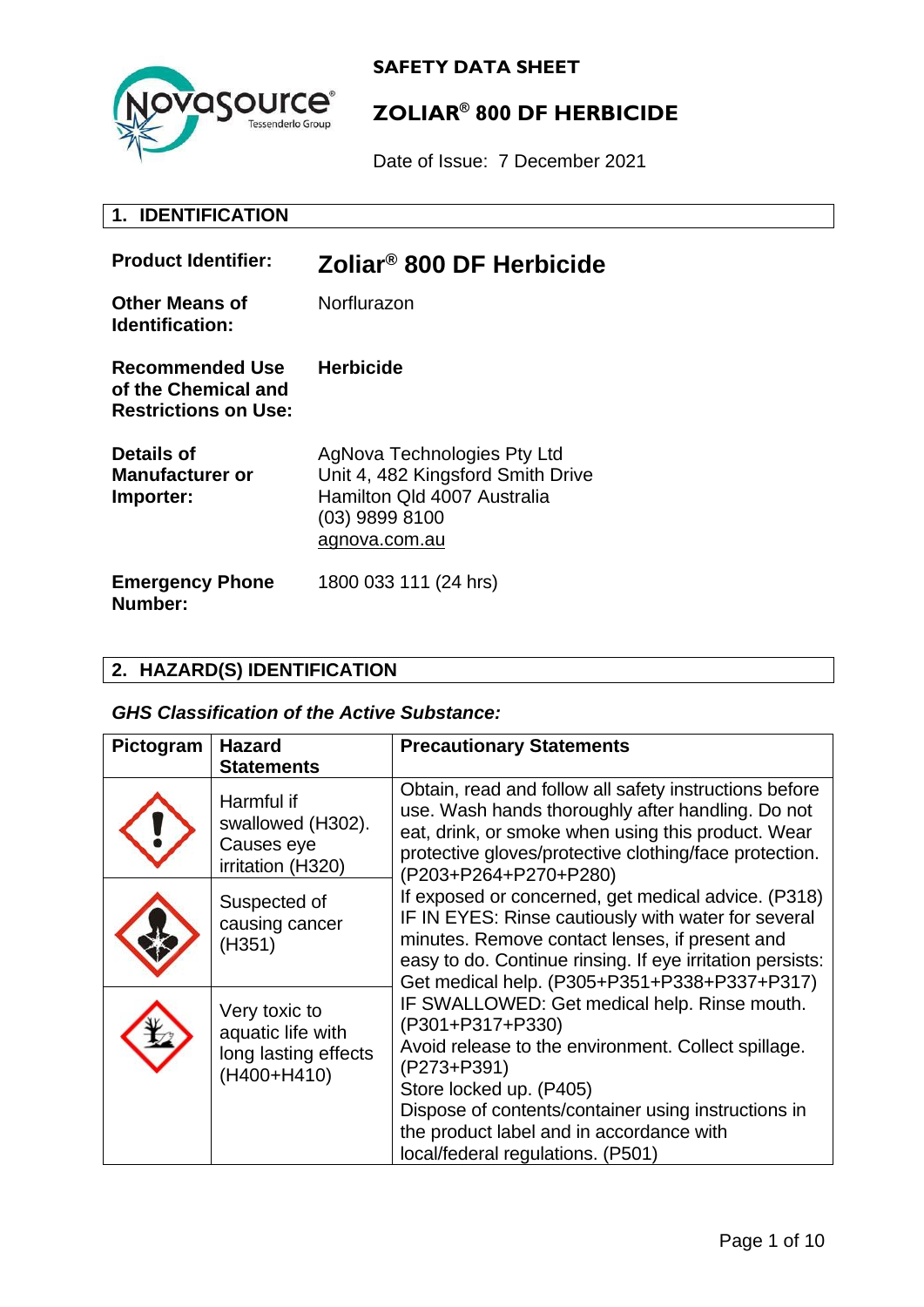**SAFETY DATA SHEET**

# ZOLIAR® 800 DF HERBICIDE

Date of Issue: 7 December 2021

## 1. IDENTIFICATION

**Product Identifier:** **Zoliar® 800 DF Herbicide**

**Other Means of Identification:** Norflurazon

**Recommended Use of the Chemical and Restrictions on Use:** **Herbicide**

**Details of Manufacturer or Importer:**
AgNova Technologies Pty Ltd
Unit 4, 482 Kingsford Smith Drive
Hamilton Qld 4007 Australia
(03) 9899 8100
agnova.com.au

**Emergency Phone Number:** 1800 033 111 (24 hrs)

## 2. HAZARD(S) IDENTIFICATION

***GHS Classification of the Active Substance:***

| Pictogram | Hazard Statements | Precautionary Statements |
|---|---|---|
| | Harmful if swallowed (H302). Causes eye irritation (H320) | Obtain, read and follow all safety instructions before use. Wash hands thoroughly after handling. Do not eat, drink, or smoke when using this product. Wear protective gloves/protective clothing/face protection. (P203+P264+P270+P280) If exposed or concerned, get medical advice. (P318) IF IN EYES: Rinse cautiously with water for several minutes. Remove contact lenses, if present and easy to do. Continue rinsing. If eye irritation persists: Get medical help. (P305+P351+P338+P337+P317) IF SWALLOWED: Get medical help. Rinse mouth. (P301+P317+P330) Avoid release to the environment. Collect spillage. (P273+P391) Store locked up. (P405) Dispose of contents/container using instructions in the product label and in accordance with local/federal regulations. (P501) |
| | Suspected of causing cancer (H351) | |
| | Very toxic to aquatic life with long lasting effects (H400+H410) | |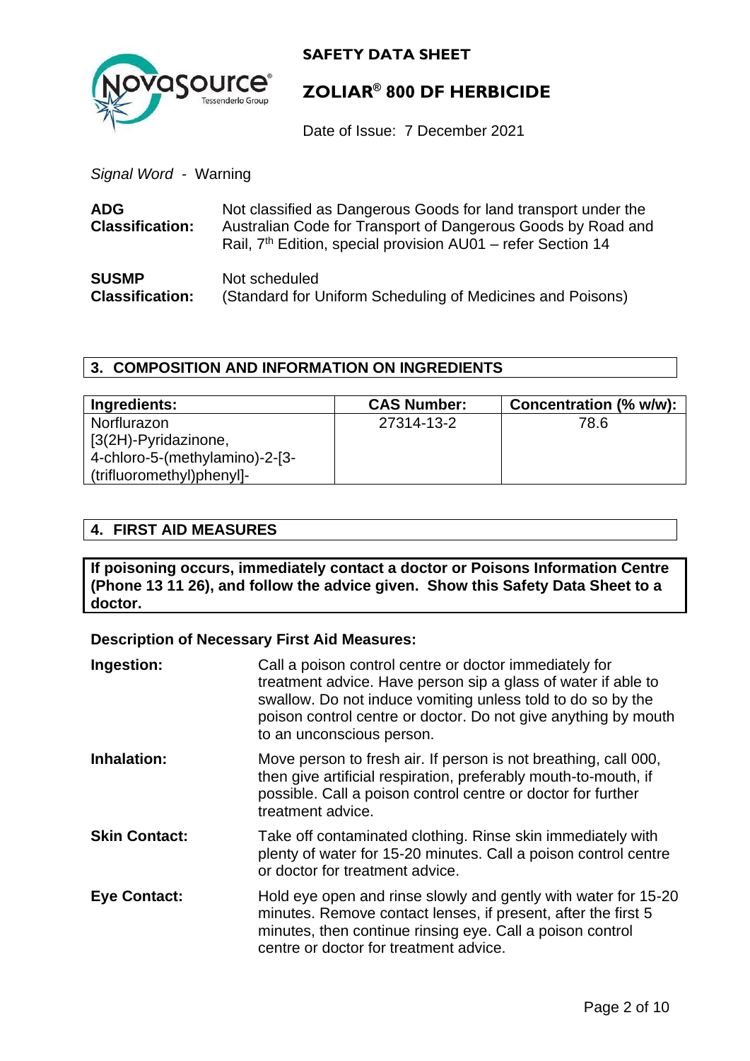*Signal Word* - Warning

| | |
|---|---|
| **ADG Classification:** | Not classified as Dangerous Goods for land transport under the Australian Code for Transport of Dangerous Goods by Road and Rail, 7th Edition, special provision AU01 – refer Section 14 |
| **SUSMP Classification:** | Not scheduled (Standard for Uniform Scheduling of Medicines and Poisons) |

## 3. COMPOSITION AND INFORMATION ON INGREDIENTS

| Ingredients: | CAS Number: | Concentration (% w/w): |
|---|---|---|
| Norflurazon [3(2H)-Pyridazinone, 4-chloro-5-(methylamino)-2-[3-(trifluoromethyl)phenyl]- | 27314-13-2 | 78.6 |

## 4. FIRST AID MEASURES

**If poisoning occurs, immediately contact a doctor or Poisons Information Centre (Phone 13 11 26), and follow the advice given. Show this Safety Data Sheet to a doctor.**

**Description of Necessary First Aid Measures:**

**Ingestion:** Call a poison control centre or doctor immediately for treatment advice. Have person sip a glass of water if able to swallow. Do not induce vomiting unless told to do so by the poison control centre or doctor. Do not give anything by mouth to an unconscious person.

**Inhalation:** Move person to fresh air. If person is not breathing, call 000, then give artificial respiration, preferably mouth-to-mouth, if possible. Call a poison control centre or doctor for further treatment advice.

**Skin Contact:** Take off contaminated clothing. Rinse skin immediately with plenty of water for 15-20 minutes. Call a poison control centre or doctor for treatment advice.

**Eye Contact:** Hold eye open and rinse slowly and gently with water for 15-20 minutes. Remove contact lenses, if present, after the first 5 minutes, then continue rinsing eye. Call a poison control centre or doctor for treatment advice.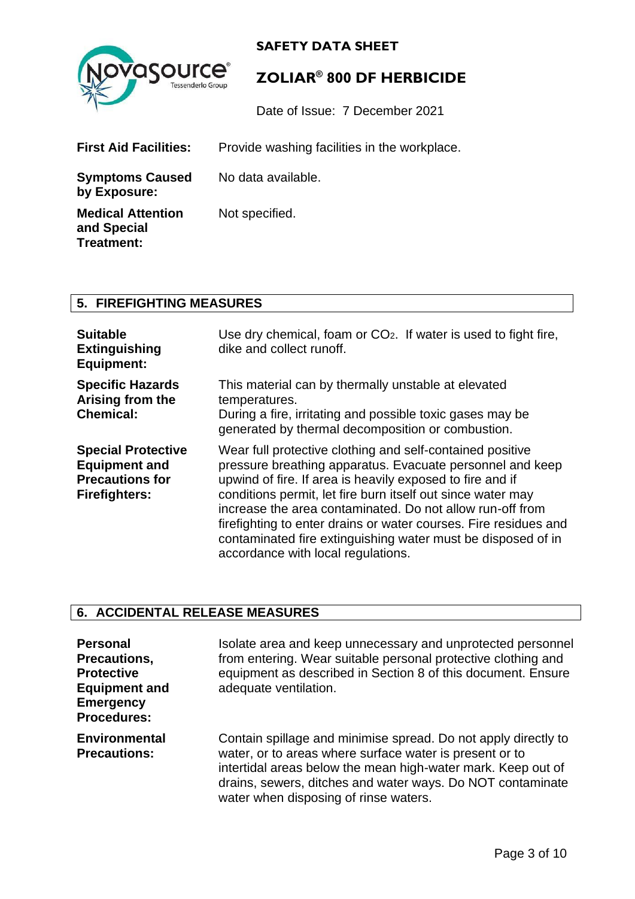| | |
|---|---|
| **First Aid Facilities:** | Provide washing facilities in the workplace. |
| **Symptoms Caused by Exposure:** | No data available. |
| **Medical Attention and Special Treatment:** | Not specified. |

## 5. FIREFIGHTING MEASURES

| | |
|---|---|
| **Suitable Extinguishing Equipment:** | Use dry chemical, foam or $CO_2$. If water is used to fight fire, dike and collect runoff. |
| **Specific Hazards Arising from the Chemical:** | This material can by thermally unstable at elevated temperatures. During a fire, irritating and possible toxic gases may be generated by thermal decomposition or combustion. |
| **Special Protective Equipment and Precautions for Firefighters:** | Wear full protective clothing and self-contained positive pressure breathing apparatus. Evacuate personnel and keep upwind of fire. If area is heavily exposed to fire and if conditions permit, let fire burn itself out since water may increase the area contaminated. Do not allow run-off from firefighting to enter drains or water courses. Fire residues and contaminated fire extinguishing water must be disposed of in accordance with local regulations. |

## 6. ACCIDENTAL RELEASE MEASURES

| | |
|---|---|
| **Personal Precautions, Protective Equipment and Emergency Procedures:** | Isolate area and keep unnecessary and unprotected personnel from entering. Wear suitable personal protective clothing and equipment as described in Section 8 of this document. Ensure adequate ventilation. |
| **Environmental Precautions:** | Contain spillage and minimise spread. Do not apply directly to water, or to areas where surface water is present or to intertidal areas below the mean high-water mark. Keep out of drains, sewers, ditches and water ways. Do NOT contaminate water when disposing of rinse waters. |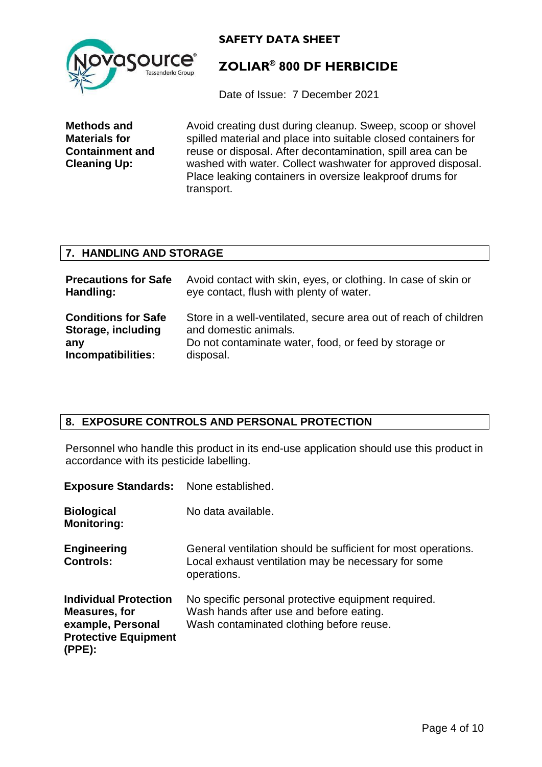**Methods and Materials for Containment and Cleaning Up:** Avoid creating dust during cleanup. Sweep, scoop or shovel spilled material and place into suitable closed containers for reuse or disposal. After decontamination, spill area can be washed with water. Collect washwater for approved disposal. Place leaking containers in oversize leakproof drums for transport.

## 7. HANDLING AND STORAGE

**Precautions for Safe Handling:** Avoid contact with skin, eyes, or clothing. In case of skin or eye contact, flush with plenty of water.

**Conditions for Safe Storage, including any Incompatibilities:** Store in a well-ventilated, secure area out of reach of children and domestic animals.
Do not contaminate water, food, or feed by storage or disposal.

## 8. EXPOSURE CONTROLS AND PERSONAL PROTECTION

Personnel who handle this product in its end-use application should use this product in accordance with its pesticide labelling.

**Exposure Standards:** None established.

**Biological Monitoring:** No data available.

**Engineering Controls:** General ventilation should be sufficient for most operations. Local exhaust ventilation may be necessary for some operations.

**Individual Protection Measures, for example, Personal Protective Equipment (PPE):** No specific personal protective equipment required.
Wash hands after use and before eating.
Wash contaminated clothing before reuse.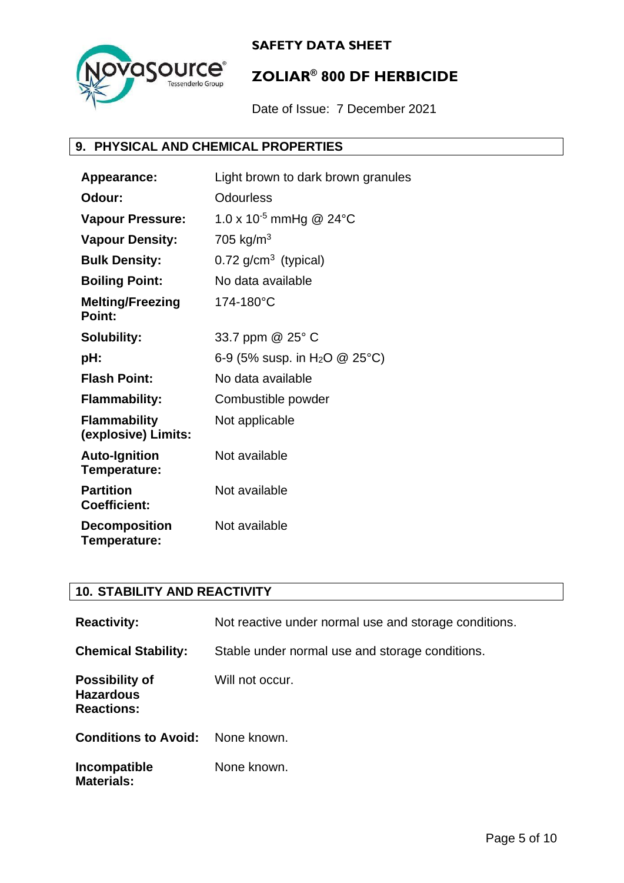## 9. PHYSICAL AND CHEMICAL PROPERTIES

| | |
|---|---|
| **Appearance:** | Light brown to dark brown granules |
| **Odour:** | Odourless |
| **Vapour Pressure:** | $1.0 \times 10^{-5}$ mmHg @ 24°C |
| **Vapour Density:** | 705 $kg/m^3$ |
| **Bulk Density:** | 0.72 $g/cm^3$ (typical) |
| **Boiling Point:** | No data available |
| **Melting/Freezing Point:** | 174-180°C |
| **Solubility:** | 33.7 ppm @ 25° C |
| **pH:** | 6-9 (5% susp. in $H_2O$ @ 25°C) |
| **Flash Point:** | No data available |
| **Flammability:** | Combustible powder |
| **Flammability (explosive) Limits:** | Not applicable |
| **Auto-Ignition Temperature:** | Not available |
| **Partition Coefficient:** | Not available |
| **Decomposition Temperature:** | Not available |

## 10. STABILITY AND REACTIVITY

| | |
|---|---|
| **Reactivity:** | Not reactive under normal use and storage conditions. |
| **Chemical Stability:** | Stable under normal use and storage conditions. |
| **Possibility of Hazardous Reactions:** | Will not occur. |
| **Conditions to Avoid:** | None known. |
| **Incompatible Materials:** | None known. |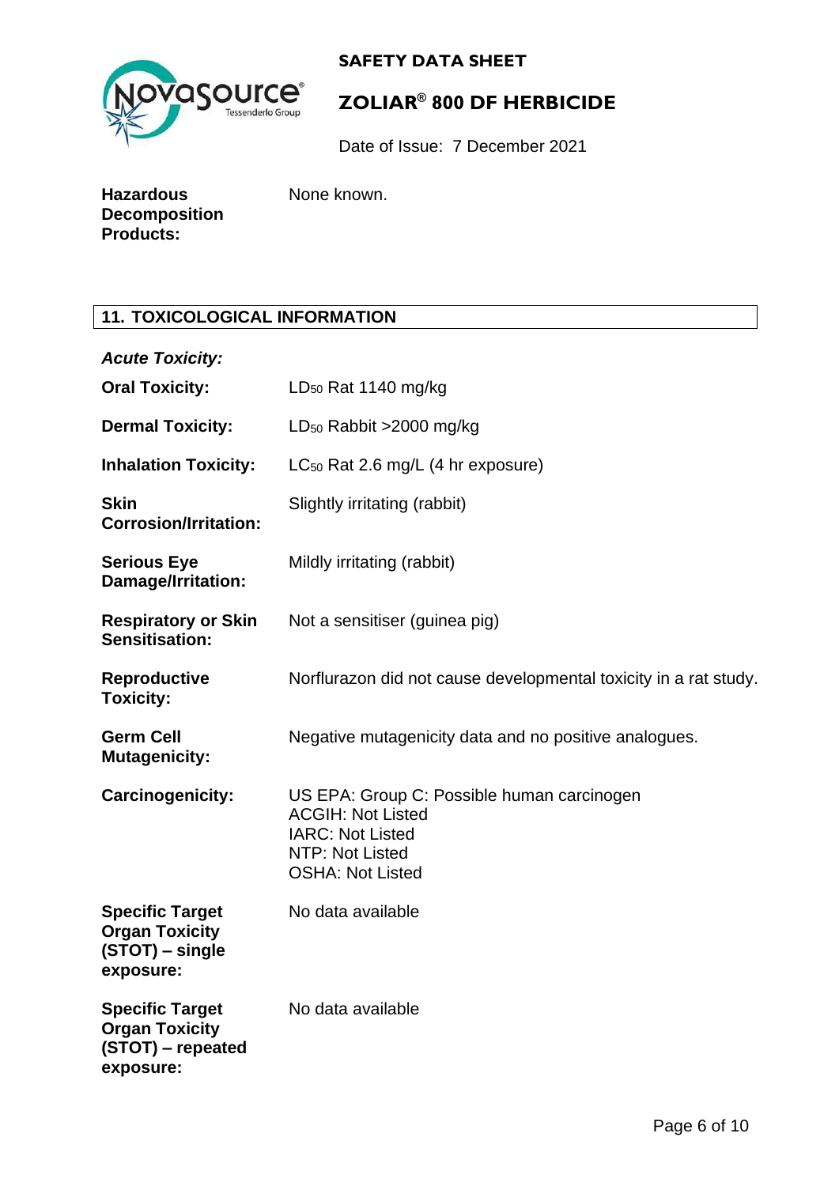**Hazardous Decomposition Products:** None known.

## 11. TOXICOLOGICAL INFORMATION

***Acute Toxicity:***

| | |
|---|---|
| **Oral Toxicity:** | $LD_{50}$ Rat 1140 mg/kg |
| **Dermal Toxicity:** | $LD_{50}$ Rabbit >2000 mg/kg |
| **Inhalation Toxicity:** | $LC_{50}$ Rat 2.6 mg/L (4 hr exposure) |
| **Skin Corrosion/Irritation:** | Slightly irritating (rabbit) |
| **Serious Eye Damage/Irritation:** | Mildly irritating (rabbit) |
| **Respiratory or Skin Sensitisation:** | Not a sensitiser (guinea pig) |
| **Reproductive Toxicity:** | Norflurazon did not cause developmental toxicity in a rat study. |
| **Germ Cell Mutagenicity:** | Negative mutagenicity data and no positive analogues. |
| **Carcinogenicity:** | US EPA: Group C: Possible human carcinogen<br>ACGIH: Not Listed<br>IARC: Not Listed<br>NTP: Not Listed<br>OSHA: Not Listed |
| **Specific Target Organ Toxicity (STOT) – single exposure:** | No data available |
| **Specific Target Organ Toxicity (STOT) – repeated exposure:** | No data available |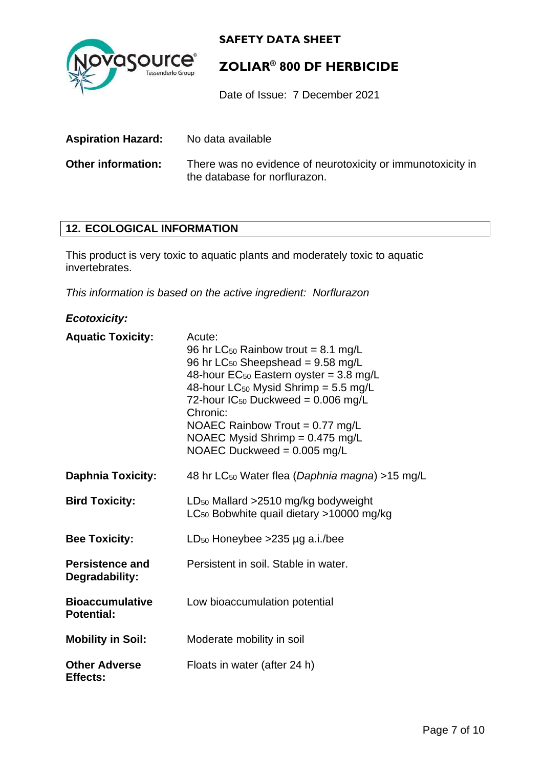**Aspiration Hazard:** No data available

**Other information:** There was no evidence of neurotoxicity or immunotoxicity in the database for norflurazon.

## 12. ECOLOGICAL INFORMATION

This product is very toxic to aquatic plants and moderately toxic to aquatic invertebrates.

*This information is based on the active ingredient: Norflurazon*

***Ecotoxicity:***

**Aquatic Toxicity:**

Acute:
96 hr $LC_{50}$ Rainbow trout = 8.1 mg/L
96 hr $LC_{50}$ Sheepshead = 9.58 mg/L
48-hour $EC_{50}$ Eastern oyster = 3.8 mg/L
48-hour $LC_{50}$ Mysid Shrimp = 5.5 mg/L
72-hour $IC_{50}$ Duckweed = 0.006 mg/L
Chronic:
NOAEC Rainbow Trout = 0.77 mg/L
NOAEC Mysid Shrimp = 0.475 mg/L
NOAEC Duckweed = 0.005 mg/L

**Daphnia Toxicity:** 48 hr $LC_{50}$ Water flea (*Daphnia magna*) >15 mg/L

**Bird Toxicity:**

$LD_{50}$ Mallard >2510 mg/kg bodyweight
$LC_{50}$ Bobwhite quail dietary >10000 mg/kg

**Bee Toxicity:** $LD_{50}$ Honeybee >235 µg a.i./bee

**Persistence and Degradability:** Persistent in soil. Stable in water.

**Bioaccumulative Potential:** Low bioaccumulation potential

**Mobility in Soil:** Moderate mobility in soil

**Other Adverse Effects:** Floats in water (after 24 h)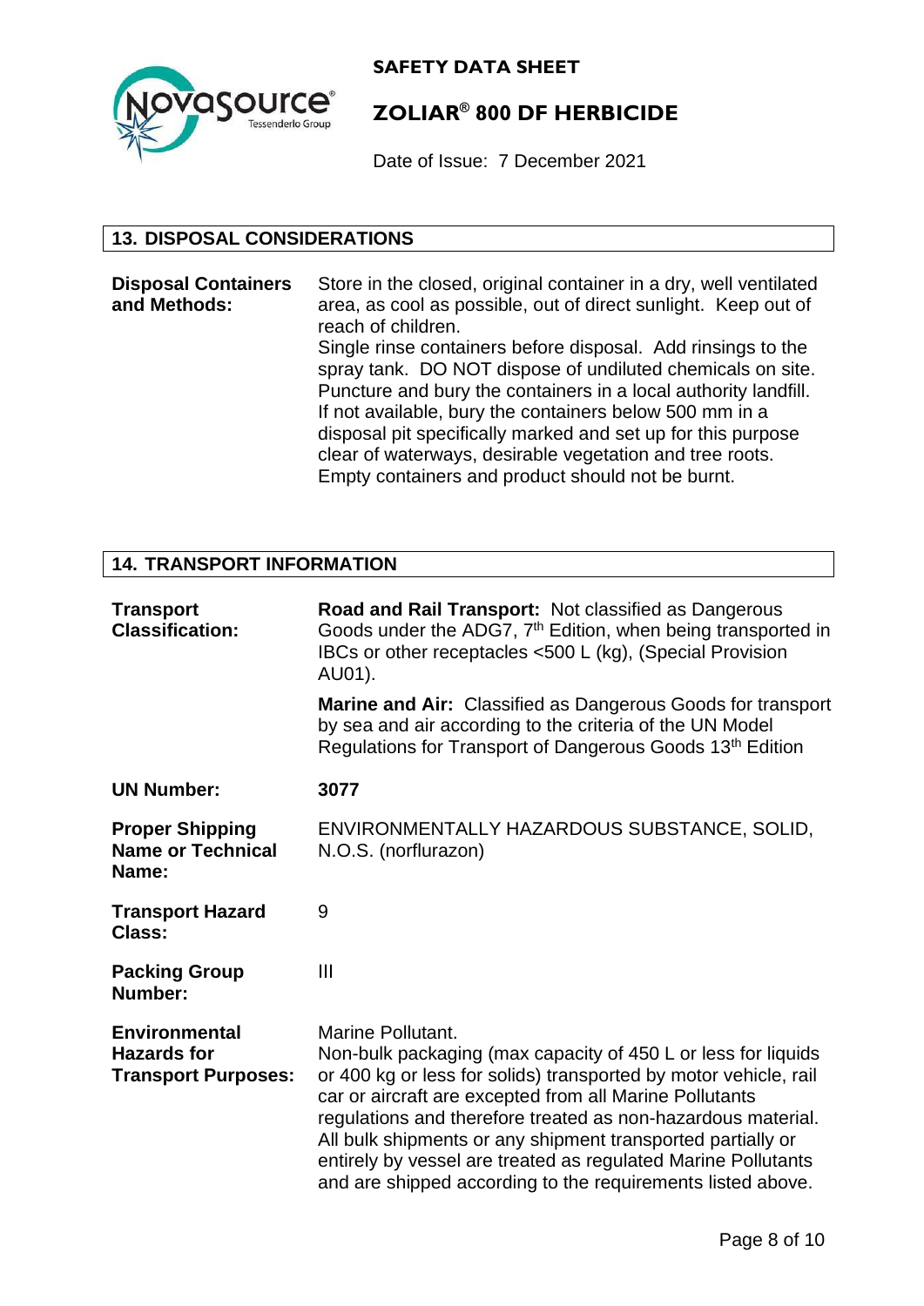## 13. DISPOSAL CONSIDERATIONS

**Disposal Containers and Methods:** Store in the closed, original container in a dry, well ventilated area, as cool as possible, out of direct sunlight. Keep out of reach of children.
Single rinse containers before disposal. Add rinsings to the spray tank. DO NOT dispose of undiluted chemicals on site. Puncture and bury the containers in a local authority landfill. If not available, bury the containers below 500 mm in a disposal pit specifically marked and set up for this purpose clear of waterways, desirable vegetation and tree roots. Empty containers and product should not be burnt.

## 14. TRANSPORT INFORMATION

**Transport Classification:** **Road and Rail Transport:** Not classified as Dangerous Goods under the ADG7, 7th Edition, when being transported in IBCs or other receptacles <500 L (kg), (Special Provision AU01).

**Marine and Air:** Classified as Dangerous Goods for transport by sea and air according to the criteria of the UN Model Regulations for Transport of Dangerous Goods 13th Edition

**UN Number:** **3077**

**Proper Shipping Name or Technical Name:** ENVIRONMENTALLY HAZARDOUS SUBSTANCE, SOLID, N.O.S. (norflurazon)

**Transport Hazard Class:** 9

**Packing Group Number:** III

**Environmental Hazards for Transport Purposes:** Marine Pollutant.
Non-bulk packaging (max capacity of 450 L or less for liquids or 400 kg or less for solids) transported by motor vehicle, rail car or aircraft are excepted from all Marine Pollutants regulations and therefore treated as non-hazardous material. All bulk shipments or any shipment transported partially or entirely by vessel are treated as regulated Marine Pollutants and are shipped according to the requirements listed above.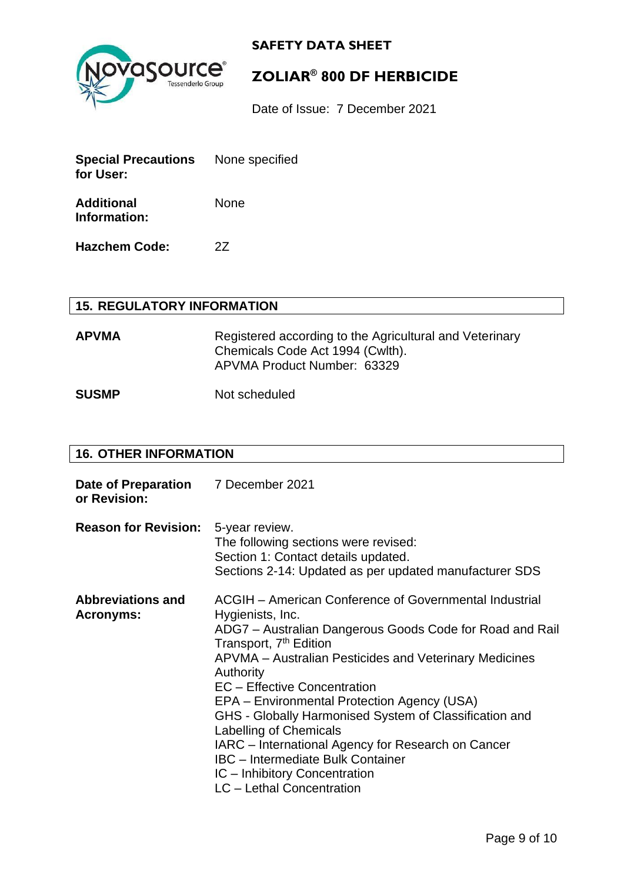**Special Precautions for User:** None specified

**Additional Information:** None

**Hazchem Code:** 2Z

## 15. REGULATORY INFORMATION

**APVMA** Registered according to the Agricultural and Veterinary Chemicals Code Act 1994 (Cwlth).
APVMA Product Number: 63329

**SUSMP** Not scheduled

## 16. OTHER INFORMATION

**Date of Preparation or Revision:** 7 December 2021

**Reason for Revision:** 5-year review.
The following sections were revised:
Section 1: Contact details updated.
Sections 2-14: Updated as per updated manufacturer SDS

**Abbreviations and Acronyms:**

ACGIH – American Conference of Governmental Industrial Hygienists, Inc.
ADG7 – Australian Dangerous Goods Code for Road and Rail Transport, 7th Edition
APVMA – Australian Pesticides and Veterinary Medicines Authority
EC – Effective Concentration
EPA – Environmental Protection Agency (USA)
GHS - Globally Harmonised System of Classification and Labelling of Chemicals
IARC – International Agency for Research on Cancer
IBC – Intermediate Bulk Container
IC – Inhibitory Concentration
LC – Lethal Concentration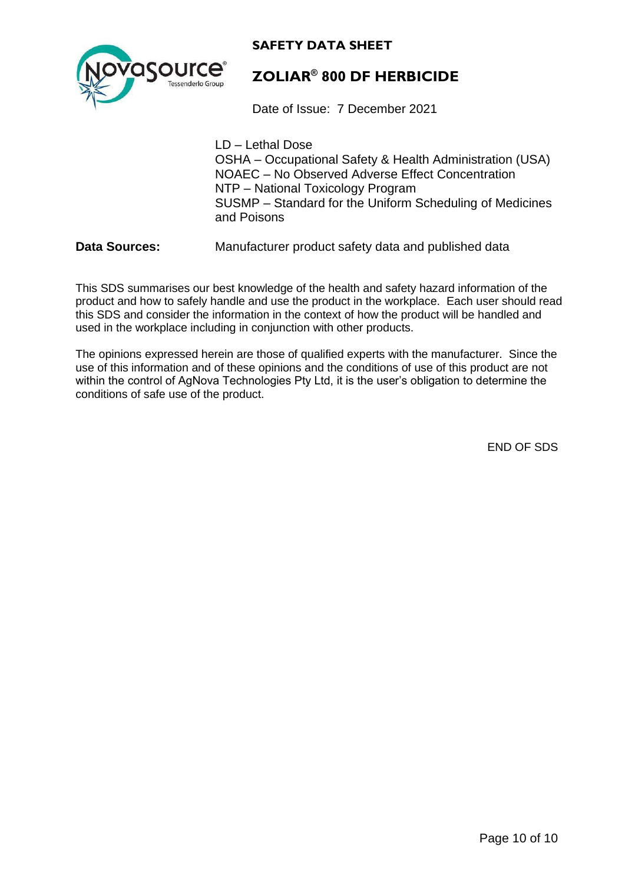LD – Lethal Dose
OSHA – Occupational Safety & Health Administration (USA)
NOAEC – No Observed Adverse Effect Concentration
NTP – National Toxicology Program
SUSMP – Standard for the Uniform Scheduling of Medicines and Poisons

**Data Sources:** Manufacturer product safety data and published data

This SDS summarises our best knowledge of the health and safety hazard information of the product and how to safely handle and use the product in the workplace. Each user should read this SDS and consider the information in the context of how the product will be handled and used in the workplace including in conjunction with other products.

The opinions expressed herein are those of qualified experts with the manufacturer. Since the use of this information and of these opinions and the conditions of use of this product are not within the control of AgNova Technologies Pty Ltd, it is the user's obligation to determine the conditions of safe use of the product.

END OF SDS